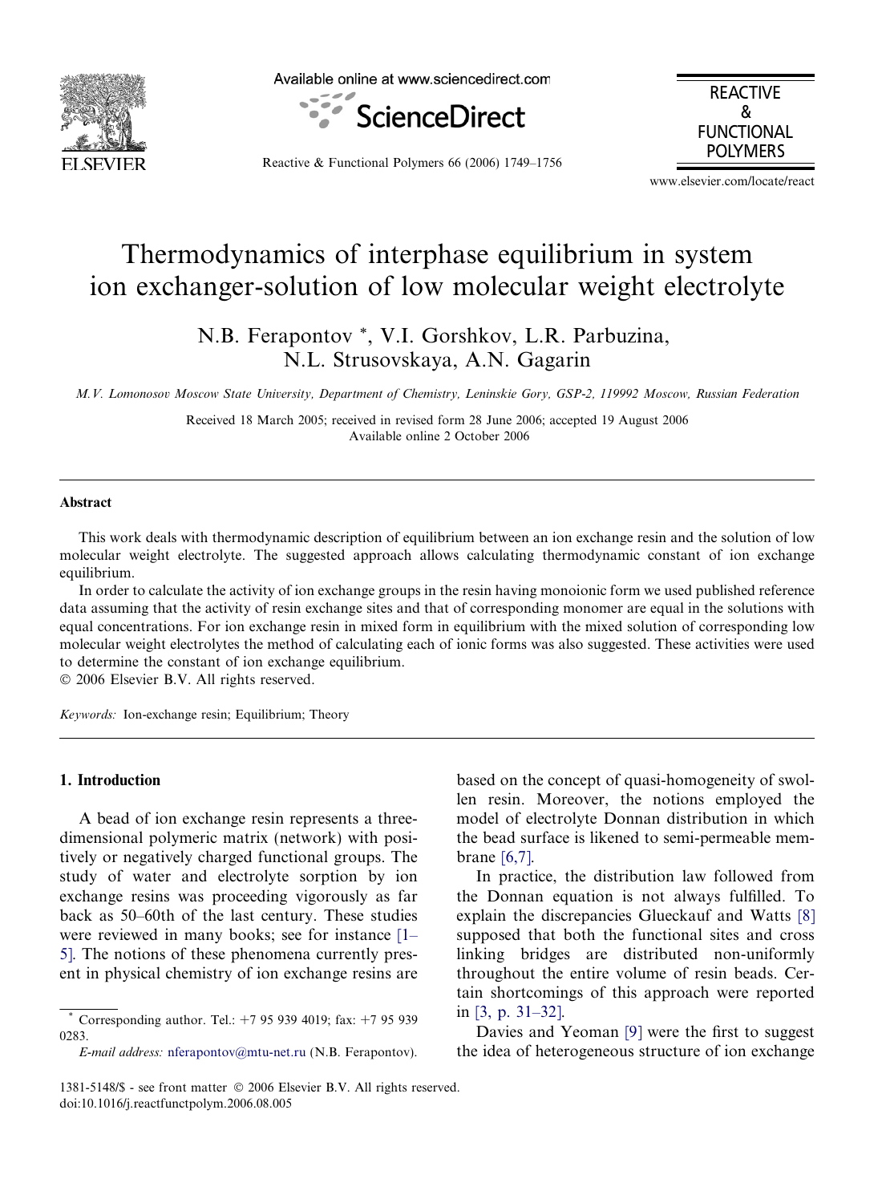# Thermodynamics of interphase equilibrium in system ion exchanger-solution of low molecular weight electrolyte

N.B. Ferapontov *, V.I. Gorshkov, L.R. Parbuzina, N.L. Strusovskaya, A.N. Gagarin

*M.V. Lomonosov Moscow State University, Department of Chemistry, Leninskie Gory, GSP-2, 119992 Moscow, Russian Federation*

Received 18 March 2005; received in revised form 28 June 2006; accepted 19 August 2006
Available online 2 October 2006

## Abstract

This work deals with thermodynamic description of equilibrium between an ion exchange resin and the solution of low molecular weight electrolyte. The suggested approach allows calculating thermodynamic constant of ion exchange equilibrium.

In order to calculate the activity of ion exchange groups in the resin having monoionic form we used published reference data assuming that the activity of resin exchange sites and that of corresponding monomer are equal in the solutions with equal concentrations. For ion exchange resin in mixed form in equilibrium with the mixed solution of corresponding low molecular weight electrolytes the method of calculating each of ionic forms was also suggested. These activities were used to determine the constant of ion exchange equilibrium.

© 2006 Elsevier B.V. All rights reserved.

*Keywords:* Ion-exchange resin; Equilibrium; Theory

## 1. Introduction

A bead of ion exchange resin represents a three-dimensional polymeric matrix (network) with positively or negatively charged functional groups. The study of water and electrolyte sorption by ion exchange resins was proceeding vigorously as far back as 50–60th of the last century. These studies were reviewed in many books; see for instance [1–5]. The notions of these phenomena currently present in physical chemistry of ion exchange resins are based on the concept of quasi-homogeneity of swollen resin. Moreover, the notions employed the model of electrolyte Donnan distribution in which the bead surface is likened to semi-permeable membrane [6,7].

In practice, the distribution law followed from the Donnan equation is not always fulfilled. To explain the discrepancies Glueckauf and Watts [8] supposed that both the functional sites and cross linking bridges are distributed non-uniformly throughout the entire volume of resin beads. Certain shortcomings of this approach were reported in [3, p. 31–32].

Davies and Yeoman [9] were the first to suggest the idea of heterogeneous structure of ion exchange

* Corresponding author. Tel.: +7 95 939 4019; fax: +7 95 939 0283.
*E-mail address:* nferapontov@mtu-net.ru (N.B. Ferapontov).

1381-5148/$ - see front matter © 2006 Elsevier B.V. All rights reserved.
doi:10.1016/j.reactfunctpolym.2006.08.005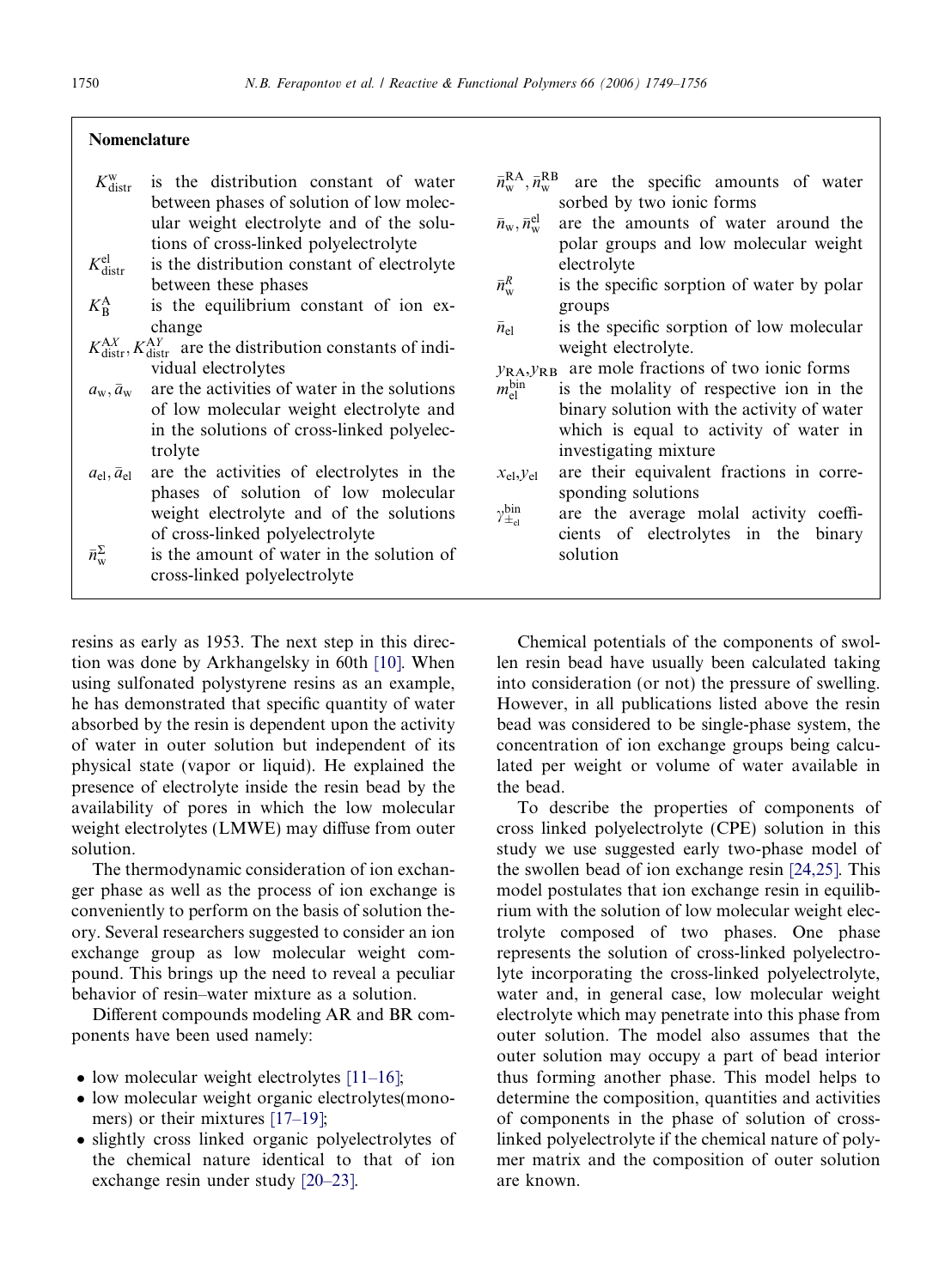## Nomenclature

$K_{distr}^{w}$ is the distribution constant of water between phases of solution of low molecular weight electrolyte and of the solutions of cross-linked polyelectrolyte

$K_{distr}^{el}$ is the distribution constant of electrolyte between these phases

$K_{B}^{A}$ is the equilibrium constant of ion exchange

$K_{distr}^{AX}, K_{distr}^{AY}$ are the distribution constants of individual electrolytes

$a_w, \bar{a}_w$ are the activities of water in the solutions of low molecular weight electrolyte and in the solutions of cross-linked polyelectrolyte

$a_{el}, \bar{a}_{el}$ are the activities of electrolytes in the phases of solution of low molecular weight electrolyte and of the solutions of cross-linked polyelectrolyte

$\bar{n}_w^{\Sigma}$ is the amount of water in the solution of cross-linked polyelectrolyte

$\bar{n}_w^{RA}, \bar{n}_w^{RB}$ are the specific amounts of water sorbed by two ionic forms

$\bar{n}_w, \bar{n}_w^{el}$ are the amounts of water around the polar groups and low molecular weight electrolyte

$\bar{n}_w^{R}$ is the specific sorption of water by polar groups

$\bar{n}_{el}$ is the specific sorption of low molecular weight electrolyte.

$y_{RA}, y_{RB}$ are mole fractions of two ionic forms

$m_{el}^{bin}$ is the molality of respective ion in the binary solution with the activity of water which is equal to activity of water in investigating mixture

$x_{el}, y_{el}$ are their equivalent fractions in corresponding solutions

$\gamma_{\pm_{el}}^{bin}$ are the average molal activity coefficients of electrolytes in the binary solution

resins as early as 1953. The next step in this direction was done by Arkhangelsky in 60th [10]. When using sulfonated polystyrene resins as an example, he has demonstrated that specific quantity of water absorbed by the resin is dependent upon the activity of water in outer solution but independent of its physical state (vapor or liquid). He explained the presence of electrolyte inside the resin bead by the availability of pores in which the low molecular weight electrolytes (LMWE) may diffuse from outer solution.

The thermodynamic consideration of ion exchanger phase as well as the process of ion exchange is conveniently to perform on the basis of solution theory. Several researchers suggested to consider an ion exchange group as low molecular weight compound. This brings up the need to reveal a peculiar behavior of resin–water mixture as a solution.

Different compounds modeling AR and BR components have been used namely:

- low molecular weight electrolytes [11–16];
- low molecular weight organic electrolytes(monomers) or their mixtures [17–19];
- slightly cross linked organic polyelectrolytes of the chemical nature identical to that of ion exchange resin under study [20–23].

Chemical potentials of the components of swollen resin bead have usually been calculated taking into consideration (or not) the pressure of swelling. However, in all publications listed above the resin bead was considered to be single-phase system, the concentration of ion exchange groups being calculated per weight or volume of water available in the bead.

To describe the properties of components of cross linked polyelectrolyte (CPE) solution in this study we use suggested early two-phase model of the swollen bead of ion exchange resin [24,25]. This model postulates that ion exchange resin in equilibrium with the solution of low molecular weight electrolyte composed of two phases. One phase represents the solution of cross-linked polyelectrolyte incorporating the cross-linked polyelectrolyte, water and, in general case, low molecular weight electrolyte which may penetrate into this phase from outer solution. The model also assumes that the outer solution may occupy a part of bead interior thus forming another phase. This model helps to determine the composition, quantities and activities of components in the phase of solution of cross-linked polyelectrolyte if the chemical nature of polymer matrix and the composition of outer solution are known.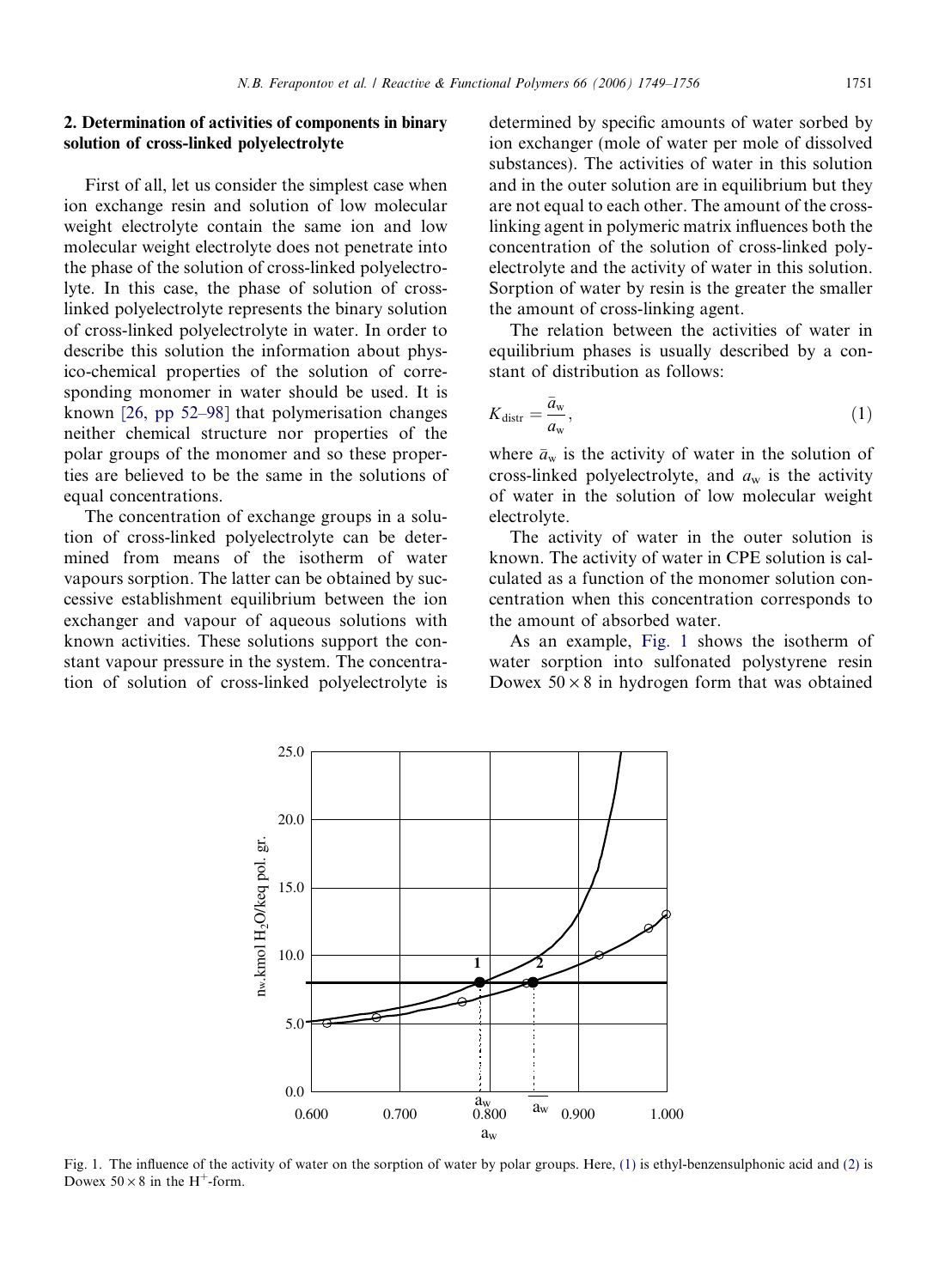## 2. Determination of activities of components in binary solution of cross-linked polyelectrolyte

First of all, let us consider the simplest case when ion exchange resin and solution of low molecular weight electrolyte contain the same ion and low molecular weight electrolyte does not penetrate into the phase of the solution of cross-linked polyelectrolyte. In this case, the phase of solution of cross-linked polyelectrolyte represents the binary solution of cross-linked polyelectrolyte in water. In order to describe this solution the information about physico-chemical properties of the solution of corresponding monomer in water should be used. It is known [26, pp 52–98] that polymerisation changes neither chemical structure nor properties of the polar groups of the monomer and so these properties are believed to be the same in the solutions of equal concentrations.

The concentration of exchange groups in a solution of cross-linked polyelectrolyte can be determined from means of the isotherm of water vapours sorption. The latter can be obtained by successive establishment equilibrium between the ion exchanger and vapour of aqueous solutions with known activities. These solutions support the constant vapour pressure in the system. The concentration of solution of cross-linked polyelectrolyte is determined by specific amounts of water sorbed by ion exchanger (mole of water per mole of dissolved substances). The activities of water in this solution and in the outer solution are in equilibrium but they are not equal to each other. The amount of the cross-linking agent in polymeric matrix influences both the concentration of the solution of cross-linked polyelectrolyte and the activity of water in this solution. Sorption of water by resin is the greater the smaller the amount of cross-linking agent.

The relation between the activities of water in equilibrium phases is usually described by a constant of distribution as follows:

$$K_{\text{distr}} = \frac{\bar{a}_{\text{w}}}{a_{\text{w}}}, \tag{1}$$

where $\bar{a}_{\text{w}}$ is the activity of water in the solution of cross-linked polyelectrolyte, and $a_{\text{w}}$ is the activity of water in the solution of low molecular weight electrolyte.

The activity of water in the outer solution is known. The activity of water in CPE solution is calculated as a function of the monomer solution concentration when this concentration corresponds to the amount of absorbed water.

As an example, Fig. 1 shows the isotherm of water sorption into sulfonated polystyrene resin Dowex 50 × 8 in hydrogen form that was obtained

Fig. 1. The influence of the activity of water on the sorption of water by polar groups. Here, (1) is ethyl-benzensulphonic acid and (2) is Dowex 50 × 8 in the $H^{+}$-form.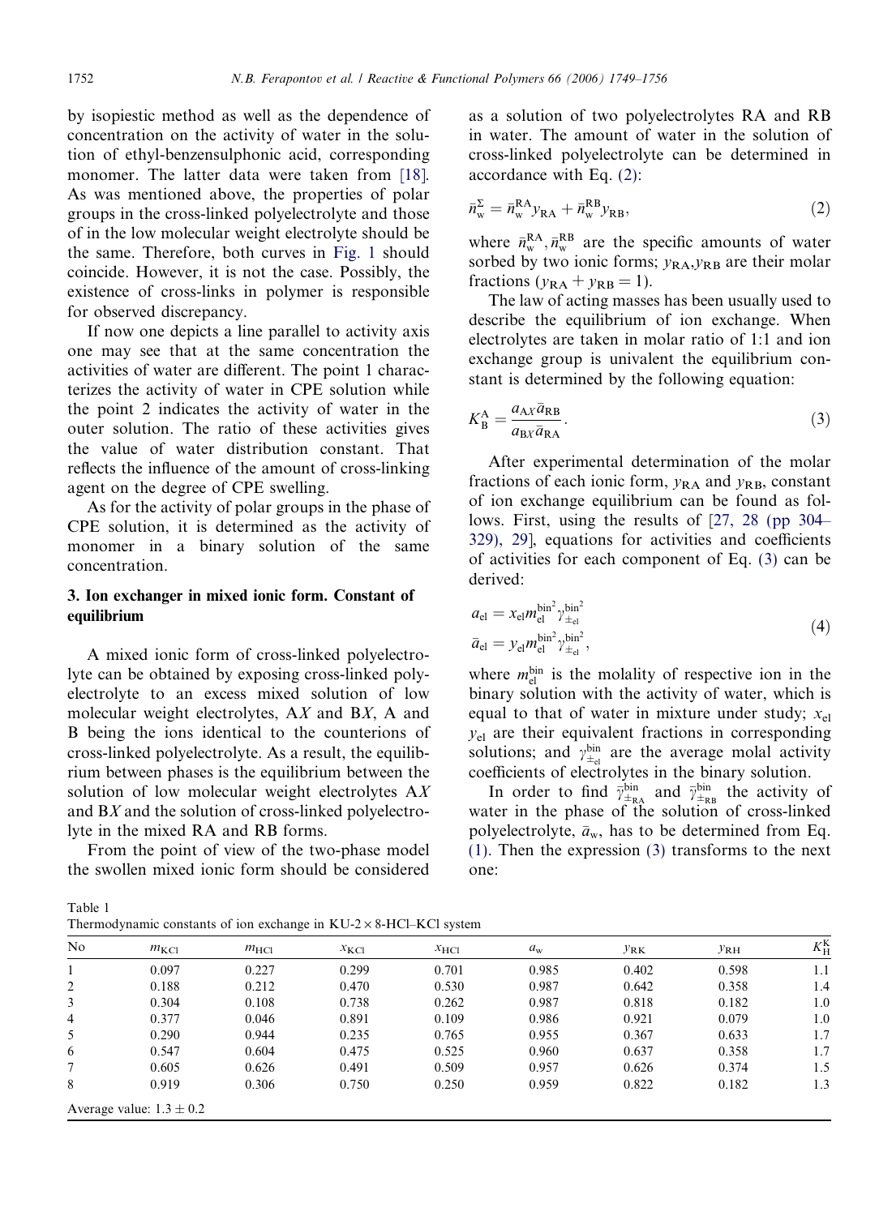by isopiestic method as well as the dependence of concentration on the activity of water in the solution of ethyl-benzensulphonic acid, corresponding monomer. The latter data were taken from [18]. As was mentioned above, the properties of polar groups in the cross-linked polyelectrolyte and those of in the low molecular weight electrolyte should be the same. Therefore, both curves in Fig. 1 should coincide. However, it is not the case. Possibly, the existence of cross-links in polymer is responsible for observed discrepancy.

If now one depicts a line parallel to activity axis one may see that at the same concentration the activities of water are different. The point 1 characterizes the activity of water in CPE solution while the point 2 indicates the activity of water in the outer solution. The ratio of these activities gives the value of water distribution constant. That reflects the influence of the amount of cross-linking agent on the degree of CPE swelling.

As for the activity of polar groups in the phase of CPE solution, it is determined as the activity of monomer in a binary solution of the same concentration.

## 3. Ion exchanger in mixed ionic form. Constant of equilibrium

A mixed ionic form of cross-linked polyelectrolyte can be obtained by exposing cross-linked polyelectrolyte to an excess mixed solution of low molecular weight electrolytes, A$X$ and B$X$, A and B being the ions identical to the counterions of cross-linked polyelectrolyte. As a result, the equilibrium between phases is the equilibrium between the solution of low molecular weight electrolytes A$X$ and B$X$ and the solution of cross-linked polyelectrolyte in the mixed RA and RB forms.

From the point of view of the two-phase model the swollen mixed ionic form should be considered as a solution of two polyelectrolytes RA and RB in water. The amount of water in the solution of cross-linked polyelectrolyte can be determined in accordance with Eq. (2):

$$\bar{n}_{\mathrm{w}}^{\Sigma} = \bar{n}_{\mathrm{w}}^{\mathrm{RA}} y_{\mathrm{RA}} + \bar{n}_{\mathrm{w}}^{\mathrm{RB}} y_{\mathrm{RB}}, \tag{2}$$

where $\bar{n}_{\mathrm{w}}^{\mathrm{RA}}, \bar{n}_{\mathrm{w}}^{\mathrm{RB}}$ are the specific amounts of water sorbed by two ionic forms; $y_{\mathrm{RA}}, y_{\mathrm{RB}}$ are their molar fractions ($y_{\mathrm{RA}} + y_{\mathrm{RB}} = 1$).

The law of acting masses has been usually used to describe the equilibrium of ion exchange. When electrolytes are taken in molar ratio of 1:1 and ion exchange group is univalent the equilibrium constant is determined by the following equation:

$$K_{\mathrm{B}}^{\mathrm{A}} = \frac{a_{\mathrm{A}X} \bar{a}_{\mathrm{RB}}}{a_{\mathrm{B}X} \bar{a}_{\mathrm{RA}}}. \tag{3}$$

After experimental determination of the molar fractions of each ionic form, $y_{\mathrm{RA}}$ and $y_{\mathrm{RB}}$, constant of ion exchange equilibrium can be found as follows. First, using the results of [27, 28 (pp 304–329), 29], equations for activities and coefficients of activities for each component of Eq. (3) can be derived:

$$\begin{aligned} a_{\mathrm{el}} &= x_{\mathrm{el}} m_{\mathrm{el}}^{\mathrm{bin}^2} \gamma_{\pm_{\mathrm{el}}}^{\mathrm{bin}^2} \\ \bar{a}_{\mathrm{el}} &= y_{\mathrm{el}} m_{\mathrm{el}}^{\mathrm{bin}^2} \gamma_{\pm_{\mathrm{el}}}^{\mathrm{bin}^2}, \end{aligned} \tag{4}$$

where $m_{\mathrm{el}}^{\mathrm{bin}}$ is the molality of respective ion in the binary solution with the activity of water, which is equal to that of water in mixture under study; $x_{\mathrm{el}}$ $y_{\mathrm{el}}$ are their equivalent fractions in corresponding solutions; and $\gamma_{\pm_{\mathrm{el}}}^{\mathrm{bin}}$ are the average molal activity coefficients of electrolytes in the binary solution.

In order to find $\bar{\gamma}_{\pm_{\mathrm{RA}}}^{\mathrm{bin}}$ and $\bar{\gamma}_{\pm_{\mathrm{RB}}}^{\mathrm{bin}}$ the activity of water in the phase of the solution of cross-linked polyelectrolyte, $\bar{a}_{\mathrm{w}}$, has to be determined from Eq. (1). Then the expression (3) transforms to the next one:

Table 1
Thermodynamic constants of ion exchange in KU-2 × 8-HCl–KCl system

| No | $m_{\mathrm{KCl}}$ | $m_{\mathrm{HCl}}$ | $x_{\mathrm{KCl}}$ | $x_{\mathrm{HCl}}$ | $a_{\mathrm{w}}$ | $y_{\mathrm{RK}}$ | $y_{\mathrm{RH}}$ | $K_{\mathrm{H}}^{\mathrm{K}}$ |
|---|---|---|---|---|---|---|---|---|
| 1 | 0.097 | 0.227 | 0.299 | 0.701 | 0.985 | 0.402 | 0.598 | 1.1 |
| 2 | 0.188 | 0.212 | 0.470 | 0.530 | 0.987 | 0.642 | 0.358 | 1.4 |
| 3 | 0.304 | 0.108 | 0.738 | 0.262 | 0.987 | 0.818 | 0.182 | 1.0 |
| 4 | 0.377 | 0.046 | 0.891 | 0.109 | 0.986 | 0.921 | 0.079 | 1.0 |
| 5 | 0.290 | 0.944 | 0.235 | 0.765 | 0.955 | 0.367 | 0.633 | 1.7 |
| 6 | 0.547 | 0.604 | 0.475 | 0.525 | 0.960 | 0.637 | 0.358 | 1.7 |
| 7 | 0.605 | 0.626 | 0.491 | 0.509 | 0.957 | 0.626 | 0.374 | 1.5 |
| 8 | 0.919 | 0.306 | 0.750 | 0.250 | 0.959 | 0.822 | 0.182 | 1.3 |

Average value: $1.3 \pm 0.2$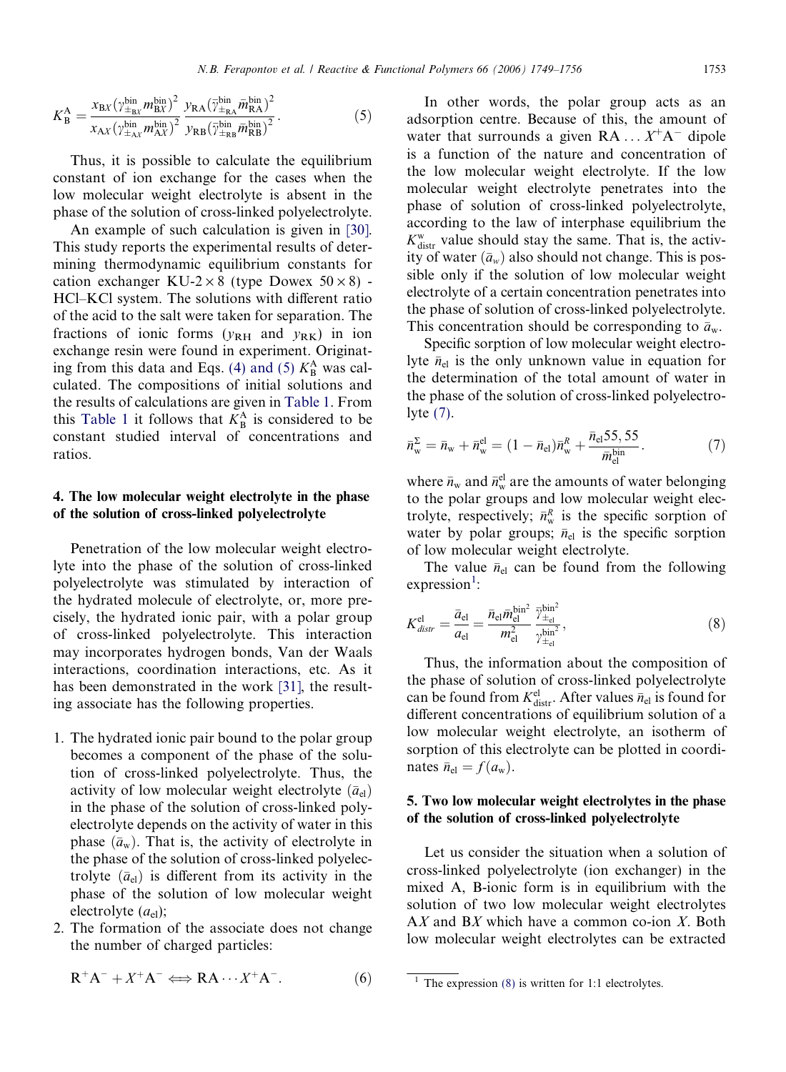$$K_{\mathrm{B}}^{\mathrm{A}} = \frac{x_{\mathrm{B}X}(\gamma_{\pm_{\mathrm{B}X}}^{\mathrm{bin}} m_{\mathrm{B}X}^{\mathrm{bin}})^2}{x_{\mathrm{A}X}(\gamma_{\pm_{\mathrm{A}X}}^{\mathrm{bin}} m_{\mathrm{A}X}^{\mathrm{bin}})^2} \frac{y_{\mathrm{RA}}(\bar{\gamma}_{\pm_{\mathrm{RA}}}^{\mathrm{bin}} \bar{m}_{\mathrm{RA}}^{\mathrm{bin}})^2}{y_{\mathrm{RB}}(\bar{\gamma}_{\pm_{\mathrm{RB}}}^{\mathrm{bin}} \bar{m}_{\mathrm{RB}}^{\mathrm{bin}})^2}. \tag{5}$$

Thus, it is possible to calculate the equilibrium constant of ion exchange for the cases when the low molecular weight electrolyte is absent in the phase of the solution of cross-linked polyelectrolyte.

An example of such calculation is given in [30]. This study reports the experimental results of determining thermodynamic equilibrium constants for cation exchanger KU-2 × 8 (type Dowex 50 × 8) - HCl–KCl system. The solutions with different ratio of the acid to the salt were taken for separation. The fractions of ionic forms ($y_{\mathrm{RH}}$ and $y_{\mathrm{RK}}$) in ion exchange resin were found in experiment. Originating from this data and Eqs. (4) and (5) $K_{\mathrm{B}}^{\mathrm{A}}$ was calculated. The compositions of initial solutions and the results of calculations are given in Table 1. From this Table 1 it follows that $K_{\mathrm{B}}^{\mathrm{A}}$ is considered to be constant studied interval of concentrations and ratios.

## 4. The low molecular weight electrolyte in the phase of the solution of cross-linked polyelectrolyte

Penetration of the low molecular weight electrolyte into the phase of the solution of cross-linked polyelectrolyte was stimulated by interaction of the hydrated molecule of electrolyte, or, more precisely, the hydrated ionic pair, with a polar group of cross-linked polyelectrolyte. This interaction may incorporates hydrogen bonds, Van der Waals interactions, coordination interactions, etc. As it has been demonstrated in the work [31], the resulting associate has the following properties.

1. The hydrated ionic pair bound to the polar group becomes a component of the phase of the solution of cross-linked polyelectrolyte. Thus, the activity of low molecular weight electrolyte ($\bar{a}_{\mathrm{el}}$) in the phase of the solution of cross-linked polyelectrolyte depends on the activity of water in this phase ($\bar{a}_{\mathrm{w}}$). That is, the activity of electrolyte in the phase of the solution of cross-linked polyelectrolyte ($\bar{a}_{\mathrm{el}}$) is different from its activity in the phase of the solution of low molecular weight electrolyte ($a_{\mathrm{el}}$);
2. The formation of the associate does not change the number of charged particles:

$$\mathrm{R^+A^-} + X^+\mathrm{A^-} \Longleftrightarrow \mathrm{RA} \cdots X^+\mathrm{A^-}. \tag{6}$$

In other words, the polar group acts as an adsorption centre. Because of this, the amount of water that surrounds a given $\mathrm{RA} \ldots X^+\mathrm{A^-}$ dipole is a function of the nature and concentration of the low molecular weight electrolyte. If the low molecular weight electrolyte penetrates into the phase of solution of cross-linked polyelectrolyte, according to the law of interphase equilibrium the $K_{\mathrm{distr}}^{\mathrm{w}}$ value should stay the same. That is, the activity of water ($\bar{a}_w$) also should not change. This is possible only if the solution of low molecular weight electrolyte of a certain concentration penetrates into the phase of solution of cross-linked polyelectrolyte. This concentration should be corresponding to $\bar{a}_{\mathrm{w}}$.

Specific sorption of low molecular weight electrolyte $\bar{n}_{\mathrm{el}}$ is the only unknown value in equation for the determination of the total amount of water in the phase of the solution of cross-linked polyelectrolyte (7).

$$\bar{n}_{\mathrm{w}}^{\Sigma} = \bar{n}_{\mathrm{w}} + \bar{n}_{\mathrm{w}}^{\mathrm{el}} = (1 - \bar{n}_{\mathrm{el}})\bar{n}_{\mathrm{w}}^{R} + \frac{\bar{n}_{\mathrm{el}} 55,55}{\bar{m}_{\mathrm{el}}^{\mathrm{bin}}}. \tag{7}$$

where $\bar{n}_{\mathrm{w}}$ and $\bar{n}_{\mathrm{w}}^{\mathrm{el}}$ are the amounts of water belonging to the polar groups and low molecular weight electrolyte, respectively; $\bar{n}_{\mathrm{w}}^{R}$ is the specific sorption of water by polar groups; $\bar{n}_{\mathrm{el}}$ is the specific sorption of low molecular weight electrolyte.

The value $\bar{n}_{\mathrm{el}}$ can be found from the following expression[1]:

$$K_{distr}^{\mathrm{el}} = \frac{\bar{a}_{\mathrm{el}}}{a_{\mathrm{el}}} = \frac{\bar{n}_{\mathrm{el}} \bar{m}_{\mathrm{el}}^{\mathrm{bin}^2}}{m_{\mathrm{el}}^2} \frac{\bar{\gamma}_{\pm_{\mathrm{el}}}^{\mathrm{bin}^2}}{\gamma_{\pm_{\mathrm{el}}}^{\mathrm{bin}^2}}, \tag{8}$$

Thus, the information about the composition of the phase of solution of cross-linked polyelectrolyte can be found from $K_{\mathrm{distr}}^{\mathrm{el}}$. After values $\bar{n}_{\mathrm{el}}$ is found for different concentrations of equilibrium solution of a low molecular weight electrolyte, an isotherm of sorption of this electrolyte can be plotted in coordinates $\bar{n}_{\mathrm{el}} = f(a_{\mathrm{w}})$.

## 5. Two low molecular weight electrolytes in the phase of the solution of cross-linked polyelectrolyte

Let us consider the situation when a solution of cross-linked polyelectrolyte (ion exchanger) in the mixed A, B-ionic form is in equilibrium with the solution of two low molecular weight electrolytes A$X$ and B$X$ which have a common co-ion $X$. Both low molecular weight electrolytes can be extracted

[1] The expression (8) is written for 1:1 electrolytes.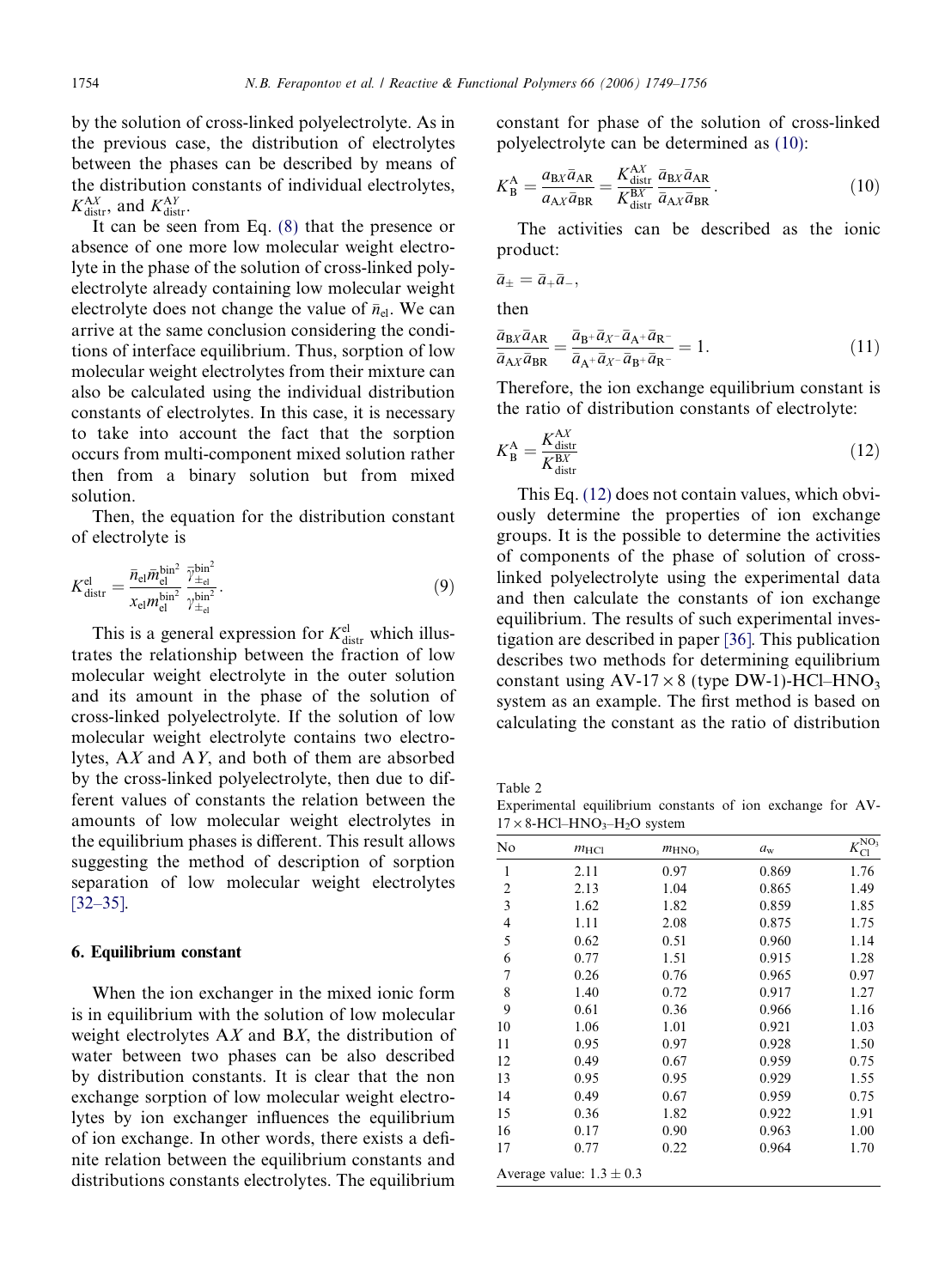by the solution of cross-linked polyelectrolyte. As in the previous case, the distribution of electrolytes between the phases can be described by means of the distribution constants of individual electrolytes, $K^{AX}_{distr}$, and $K^{AY}_{distr}$.

It can be seen from Eq. (8) that the presence or absence of one more low molecular weight electrolyte in the phase of the solution of cross-linked polyelectrolyte already containing low molecular weight electrolyte does not change the value of $\bar{n}_{el}$. We can arrive at the same conclusion considering the conditions of interface equilibrium. Thus, sorption of low molecular weight electrolytes from their mixture can also be calculated using the individual distribution constants of electrolytes. In this case, it is necessary to take into account the fact that the sorption occurs from multi-component mixed solution rather then from a binary solution but from mixed solution.

Then, the equation for the distribution constant of electrolyte is

$$K^{el}_{distr} = \frac{\bar{n}_{el}\bar{m}^{bin^2}_{el}}{x_{el}m^{bin^2}_{el}}\frac{\bar{\gamma}^{bin^2}_{\pm_{el}}}{\gamma^{bin^2}_{\pm_{el}}}. \tag{9}$$

This is a general expression for $K^{el}_{distr}$ which illustrates the relationship between the fraction of low molecular weight electrolyte in the outer solution and its amount in the phase of the solution of cross-linked polyelectrolyte. If the solution of low molecular weight electrolyte contains two electrolytes, A$X$ and A$Y$, and both of them are absorbed by the cross-linked polyelectrolyte, then due to different values of constants the relation between the amounts of low molecular weight electrolytes in the equilibrium phases is different. This result allows suggesting the method of description of sorption separation of low molecular weight electrolytes [32–35].

## 6. Equilibrium constant

When the ion exchanger in the mixed ionic form is in equilibrium with the solution of low molecular weight electrolytes A$X$ and B$X$, the distribution of water between two phases can be also described by distribution constants. It is clear that the non exchange sorption of low molecular weight electrolytes by ion exchanger influences the equilibrium of ion exchange. In other words, there exists a definite relation between the equilibrium constants and distributions constants electrolytes. The equilibrium constant for phase of the solution of cross-linked polyelectrolyte can be determined as (10):

$$K^{A}_{B} = \frac{a_{BX}\bar{a}_{AR}}{a_{AX}\bar{a}_{BR}} = \frac{K^{AX}_{distr}}{K^{BX}_{distr}}\frac{\bar{a}_{BX}\bar{a}_{AR}}{\bar{a}_{AX}\bar{a}_{BR}}. \tag{10}$$

The activities can be described as the ionic product:

$$\bar{a}_{\pm} = \bar{a}_{+}\bar{a}_{-},$$

then

$$\frac{\bar{a}_{BX}\bar{a}_{AR}}{\bar{a}_{AX}\bar{a}_{BR}} = \frac{\bar{a}_{B^+}\bar{a}_{X^-}\bar{a}_{A^+}\bar{a}_{R^-}}{\bar{a}_{A^+}\bar{a}_{X^-}\bar{a}_{B^+}\bar{a}_{R^-}} = 1. \tag{11}$$

Therefore, the ion exchange equilibrium constant is the ratio of distribution constants of electrolyte:

$$K^{A}_{B} = \frac{K^{AX}_{distr}}{K^{BX}_{distr}} \tag{12}$$

This Eq. (12) does not contain values, which obviously determine the properties of ion exchange groups. It is the possible to determine the activities of components of the phase of solution of cross-linked polyelectrolyte using the experimental data and then calculate the constants of ion exchange equilibrium. The results of such experimental investigation are described in paper [36]. This publication describes two methods for determining equilibrium constant using AV-17 × 8 (type DW-1)-HCl–$HNO_3$ system as an example. The first method is based on calculating the constant as the ratio of distribution

Table 2
Experimental equilibrium constants of ion exchange for AV-17 × 8-HCl–$HNO_3$–$H_2O$ system

| No | $m_{HCl}$ | $m_{HNO_3}$ | $a_w$ | $K^{NO_3}_{Cl}$ |
|---|---|---|---|---|
| 1 | 2.11 | 0.97 | 0.869 | 1.76 |
| 2 | 2.13 | 1.04 | 0.865 | 1.49 |
| 3 | 1.62 | 1.82 | 0.859 | 1.85 |
| 4 | 1.11 | 2.08 | 0.875 | 1.75 |
| 5 | 0.62 | 0.51 | 0.960 | 1.14 |
| 6 | 0.77 | 1.51 | 0.915 | 1.28 |
| 7 | 0.26 | 0.76 | 0.965 | 0.97 |
| 8 | 1.40 | 0.72 | 0.917 | 1.27 |
| 9 | 0.61 | 0.36 | 0.966 | 1.16 |
| 10 | 1.06 | 1.01 | 0.921 | 1.03 |
| 11 | 0.95 | 0.97 | 0.928 | 1.50 |
| 12 | 0.49 | 0.67 | 0.959 | 0.75 |
| 13 | 0.95 | 0.95 | 0.929 | 1.55 |
| 14 | 0.49 | 0.67 | 0.959 | 0.75 |
| 15 | 0.36 | 1.82 | 0.922 | 1.91 |
| 16 | 0.17 | 0.90 | 0.963 | 1.00 |
| 17 | 0.77 | 0.22 | 0.964 | 1.70 |

Average value: 1.3 ± 0.3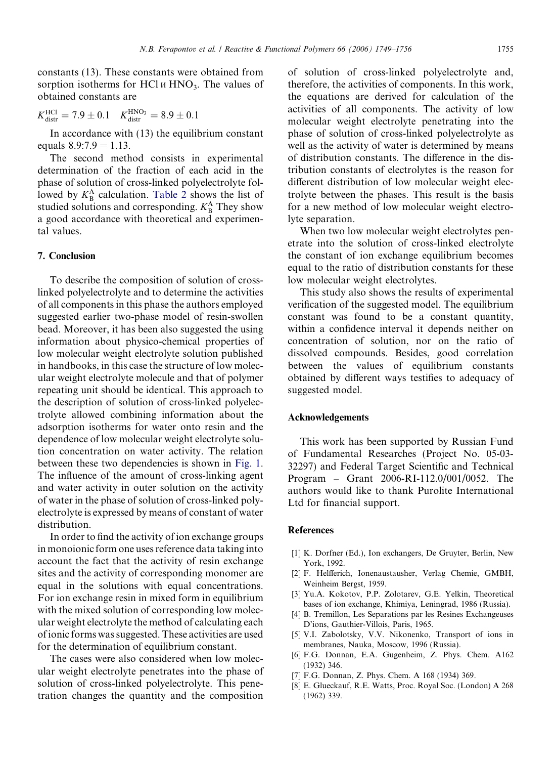constants (13). These constants were obtained from sorption isotherms for HCl и $HNO_3$. The values of obtained constants are

$$K^{HCl}_{distr} = 7.9 \pm 0.1 \quad K^{HNO_3}_{distr} = 8.9 \pm 0.1$$

In accordance with (13) the equilibrium constant equals $8.9{:}7.9 = 1.13$.

The second method consists in experimental determination of the fraction of each acid in the phase of solution of cross-linked polyelectrolyte followed by $K^A_B$ calculation. Table 2 shows the list of studied solutions and corresponding. $K^A_B$ They show a good accordance with theoretical and experimental values.

## 7. Conclusion

To describe the composition of solution of cross-linked polyelectrolyte and to determine the activities of all components in this phase the authors employed suggested earlier two-phase model of resin-swollen bead. Moreover, it has been also suggested the using information about physico-chemical properties of low molecular weight electrolyte solution published in handbooks, in this case the structure of low molecular weight electrolyte molecule and that of polymer repeating unit should be identical. This approach to the description of solution of cross-linked polyelectrolyte allowed combining information about the adsorption isotherms for water onto resin and the dependence of low molecular weight electrolyte solution concentration on water activity. The relation between these two dependencies is shown in Fig. 1. The influence of the amount of cross-linking agent and water activity in outer solution on the activity of water in the phase of solution of cross-linked polyelectrolyte is expressed by means of constant of water distribution.

In order to find the activity of ion exchange groups in monoionic form one uses reference data taking into account the fact that the activity of resin exchange sites and the activity of corresponding monomer are equal in the solutions with equal concentrations. For ion exchange resin in mixed form in equilibrium with the mixed solution of corresponding low molecular weight electrolyte the method of calculating each of ionic forms was suggested. These activities are used for the determination of equilibrium constant.

The cases were also considered when low molecular weight electrolyte penetrates into the phase of solution of cross-linked polyelectrolyte. This penetration changes the quantity and the composition of solution of cross-linked polyelectrolyte and, therefore, the activities of components. In this work, the equations are derived for calculation of the activities of all components. The activity of low molecular weight electrolyte penetrating into the phase of solution of cross-linked polyelectrolyte as well as the activity of water is determined by means of distribution constants. The difference in the distribution constants of electrolytes is the reason for different distribution of low molecular weight electrolyte between the phases. This result is the basis for a new method of low molecular weight electrolyte separation.

When two low molecular weight electrolytes penetrate into the solution of cross-linked electrolyte the constant of ion exchange equilibrium becomes equal to the ratio of distribution constants for these low molecular weight electrolytes.

This study also shows the results of experimental verification of the suggested model. The equilibrium constant was found to be a constant quantity, within a confidence interval it depends neither on concentration of solution, nor on the ratio of dissolved compounds. Besides, good correlation between the values of equilibrium constants obtained by different ways testifies to adequacy of suggested model.

## Acknowledgements

This work has been supported by Russian Fund of Fundamental Researches (Project No. 05-03-32297) and Federal Target Scientific and Technical Program – Grant 2006-RI-112.0/001/0052. The authors would like to thank Purolite International Ltd for financial support.

## References

[1] K. Dorfner (Ed.), Ion exchangers, De Gruyter, Berlin, New York, 1992.

[2] F. Helfferich, Ionenaustausher, Verlag Chemie, GMBH, Weinheim Bergst, 1959.

[3] Yu.A. Kokotov, P.P. Zolotarev, G.E. Yelkin, Theoretical bases of ion exchange, Khimiya, Leningrad, 1986 (Russia).

[4] B. Tremillon, Les Separations par les Resines Exchangeuses D'ions, Gauthier-Villois, Paris, 1965.

[5] V.I. Zabolotsky, V.V. Nikonenko, Transport of ions in membranes, Nauka, Moscow, 1996 (Russia).

[6] F.G. Donnan, E.A. Gugenheim, Z. Phys. Chem. A162 (1932) 346.

[7] F.G. Donnan, Z. Phys. Chem. A 168 (1934) 369.

[8] E. Glueckauf, R.E. Watts, Proc. Royal Soc. (London) A 268 (1962) 339.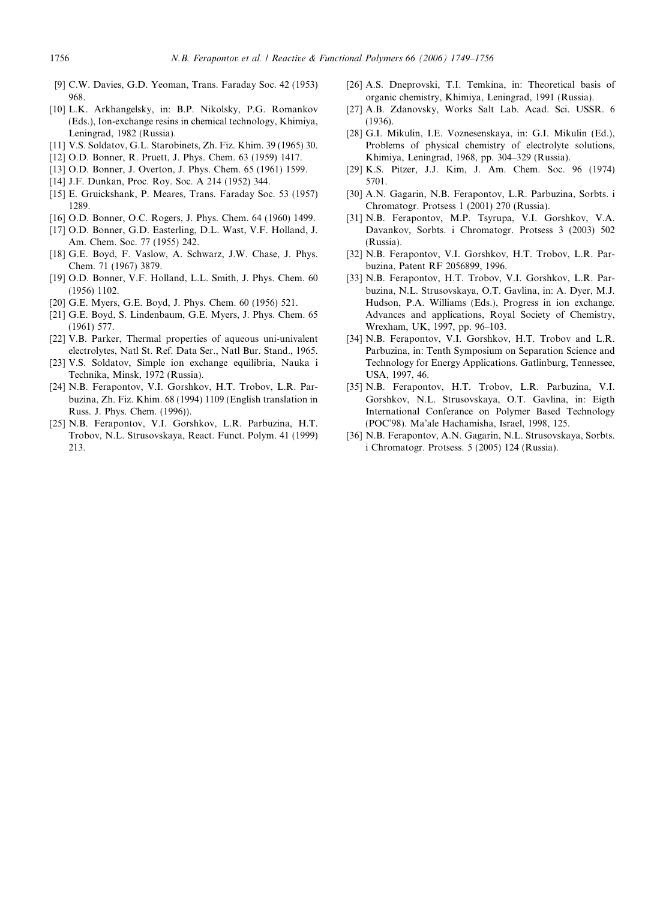[9] C.W. Davies, G.D. Yeoman, Trans. Faraday Soc. 42 (1953) 968.

[10] L.K. Arkhangelsky, in: B.P. Nikolsky, P.G. Romankov (Eds.), Ion-exchange resins in chemical technology, Khimiya, Leningrad, 1982 (Russia).

[11] V.S. Soldatov, G.L. Starobinets, Zh. Fiz. Khim. 39 (1965) 30.

[12] O.D. Bonner, R. Pruett, J. Phys. Chem. 63 (1959) 1417.

[13] O.D. Bonner, J. Overton, J. Phys. Chem. 65 (1961) 1599.

[14] J.F. Dunkan, Proc. Roy. Soc. A 214 (1952) 344.

[15] E. Gruickshank, P. Meares, Trans. Faraday Soc. 53 (1957) 1289.

[16] O.D. Bonner, O.C. Rogers, J. Phys. Chem. 64 (1960) 1499.

[17] O.D. Bonner, G.D. Easterling, D.L. Wast, V.F. Holland, J. Am. Chem. Soc. 77 (1955) 242.

[18] G.E. Boyd, F. Vaslow, A. Schwarz, J.W. Chase, J. Phys. Chem. 71 (1967) 3879.

[19] O.D. Bonner, V.F. Holland, L.L. Smith, J. Phys. Chem. 60 (1956) 1102.

[20] G.E. Myers, G.E. Boyd, J. Phys. Chem. 60 (1956) 521.

[21] G.E. Boyd, S. Lindenbaum, G.E. Myers, J. Phys. Chem. 65 (1961) 577.

[22] V.B. Parker, Thermal properties of aqueous uni-univalent electrolytes, Natl St. Ref. Data Ser., Natl Bur. Stand., 1965.

[23] V.S. Soldatov, Simple ion exchange equilibria, Nauka i Technika, Minsk, 1972 (Russia).

[24] N.B. Ferapontov, V.I. Gorshkov, H.T. Trobov, L.R. Parbuzina, Zh. Fiz. Khim. 68 (1994) 1109 (English translation in Russ. J. Phys. Chem. (1996)).

[25] N.B. Ferapontov, V.I. Gorshkov, L.R. Parbuzina, H.T. Trobov, N.L. Strusovskaya, React. Funct. Polym. 41 (1999) 213.

[26] A.S. Dneprovski, T.I. Temkina, in: Theoretical basis of organic chemistry, Khimiya, Leningrad, 1991 (Russia).

[27] A.B. Zdanovsky, Works Salt Lab. Acad. Sci. USSR. 6 (1936).

[28] G.I. Mikulin, I.E. Voznesenskaya, in: G.I. Mikulin (Ed.), Problems of physical chemistry of electrolyte solutions, Khimiya, Leningrad, 1968, pp. 304–329 (Russia).

[29] K.S. Pitzer, J.J. Kim, J. Am. Chem. Soc. 96 (1974) 5701.

[30] A.N. Gagarin, N.B. Ferapontov, L.R. Parbuzina, Sorbts. i Chromatogr. Protsess 1 (2001) 270 (Russia).

[31] N.B. Ferapontov, M.P. Tsyrupa, V.I. Gorshkov, V.A. Davankov, Sorbts. i Chromatogr. Protsess 3 (2003) 502 (Russia).

[32] N.B. Ferapontov, V.I. Gorshkov, H.T. Trobov, L.R. Parbuzina, Patent RF 2056899, 1996.

[33] N.B. Ferapontov, H.T. Trobov, V.I. Gorshkov, L.R. Parbuzina, N.L. Strusovskaya, O.T. Gavlina, in: A. Dyer, M.J. Hudson, P.A. Williams (Eds.), Progress in ion exchange. Advances and applications, Royal Society of Chemistry, Wrexham, UK, 1997, pp. 96–103.

[34] N.B. Ferapontov, V.I. Gorshkov, H.T. Trobov and L.R. Parbuzina, in: Tenth Symposium on Separation Science and Technology for Energy Applications. Gatlinburg, Tennessee, USA, 1997, 46.

[35] N.B. Ferapontov, H.T. Trobov, L.R. Parbuzina, V.I. Gorshkov, N.L. Strusovskaya, O.T. Gavlina, in: Eigth International Conferance on Polymer Based Technology (POC'98). Ma'ale Hachamisha, Israel, 1998, 125.

[36] N.B. Ferapontov, A.N. Gagarin, N.L. Strusovskaya, Sorbts. i Chromatogr. Protsess. 5 (2005) 124 (Russia).